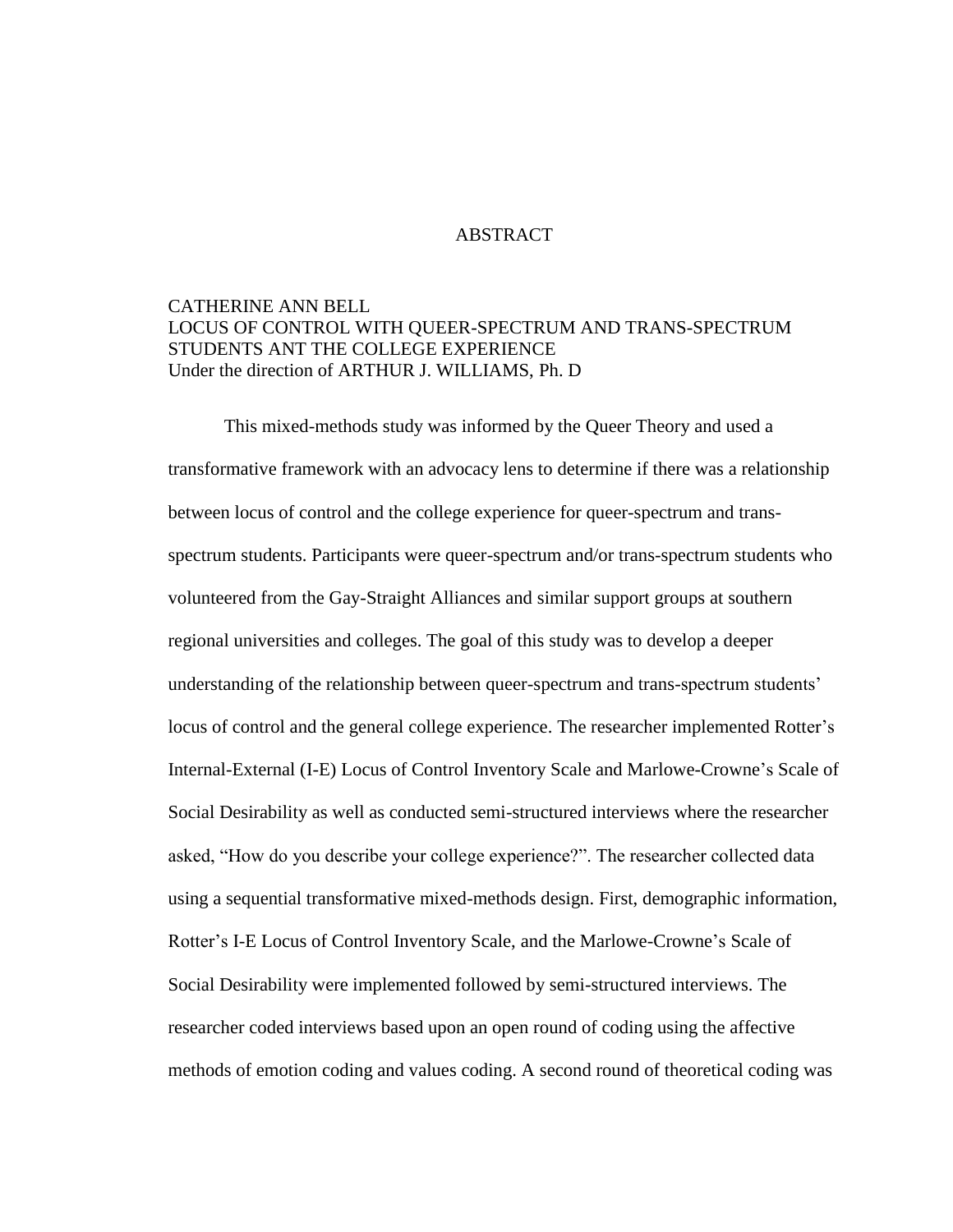# ABSTRACT

CATHERINE ANN BELL
LOCUS OF CONTROL WITH QUEER-SPECTRUM AND TRANS-SPECTRUM STUDENTS ANT THE COLLEGE EXPERIENCE
Under the direction of ARTHUR J. WILLIAMS, Ph. D

This mixed-methods study was informed by the Queer Theory and used a transformative framework with an advocacy lens to determine if there was a relationship between locus of control and the college experience for queer-spectrum and trans-spectrum students. Participants were queer-spectrum and/or trans-spectrum students who volunteered from the Gay-Straight Alliances and similar support groups at southern regional universities and colleges. The goal of this study was to develop a deeper understanding of the relationship between queer-spectrum and trans-spectrum students' locus of control and the general college experience. The researcher implemented Rotter's Internal-External (I-E) Locus of Control Inventory Scale and Marlowe-Crowne's Scale of Social Desirability as well as conducted semi-structured interviews where the researcher asked, "How do you describe your college experience?". The researcher collected data using a sequential transformative mixed-methods design. First, demographic information, Rotter's I-E Locus of Control Inventory Scale, and the Marlowe-Crowne's Scale of Social Desirability were implemented followed by semi-structured interviews. The researcher coded interviews based upon an open round of coding using the affective methods of emotion coding and values coding. A second round of theoretical coding was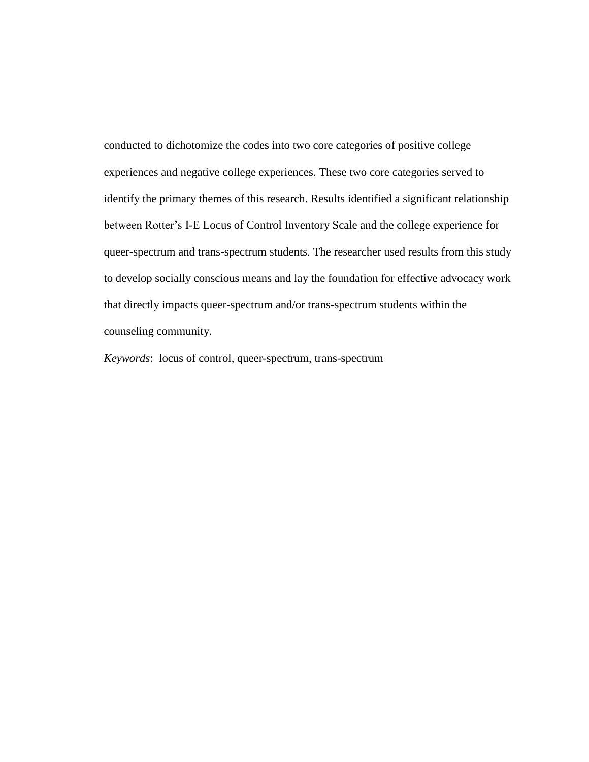conducted to dichotomize the codes into two core categories of positive college experiences and negative college experiences. These two core categories served to identify the primary themes of this research. Results identified a significant relationship between Rotter's I-E Locus of Control Inventory Scale and the college experience for queer-spectrum and trans-spectrum students. The researcher used results from this study to develop socially conscious means and lay the foundation for effective advocacy work that directly impacts queer-spectrum and/or trans-spectrum students within the counseling community.

*Keywords*: locus of control, queer-spectrum, trans-spectrum